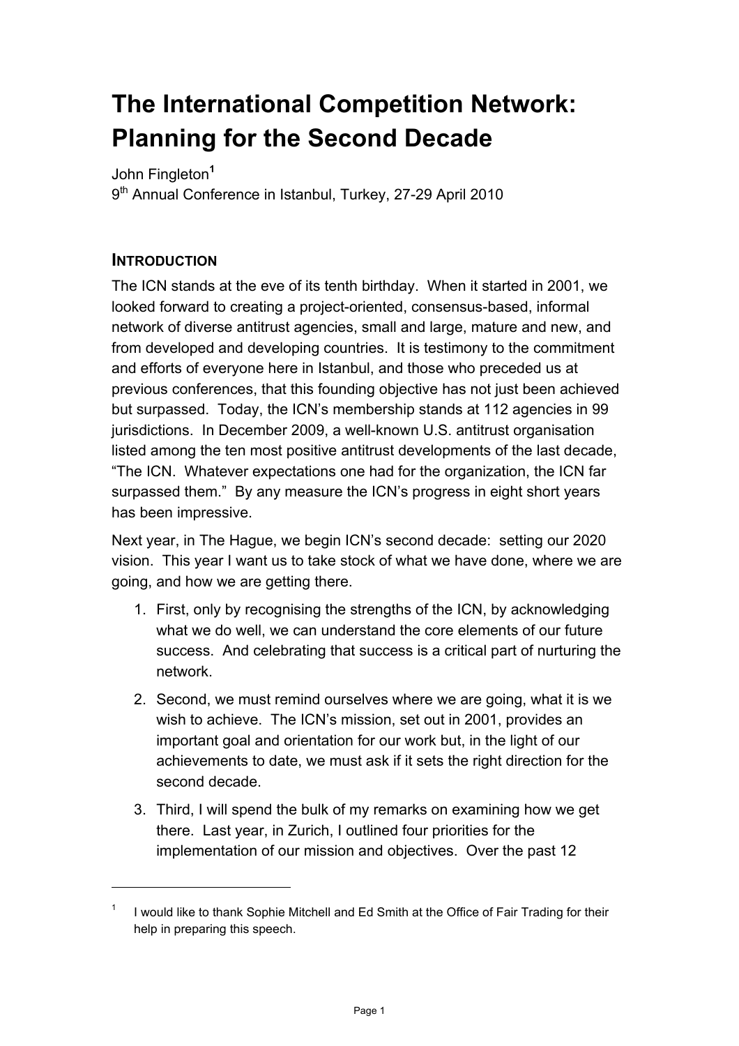# The International Competition Network: Planning for the Second Decade

John Fingleton[1]

9th Annual Conference in Istanbul, Turkey, 27-29 April 2010

## INTRODUCTION

The ICN stands at the eve of its tenth birthday. When it started in 2001, we looked forward to creating a project-oriented, consensus-based, informal network of diverse antitrust agencies, small and large, mature and new, and from developed and developing countries. It is testimony to the commitment and efforts of everyone here in Istanbul, and those who preceded us at previous conferences, that this founding objective has not just been achieved but surpassed. Today, the ICN's membership stands at 112 agencies in 99 jurisdictions. In December 2009, a well-known U.S. antitrust organisation listed among the ten most positive antitrust developments of the last decade, "The ICN. Whatever expectations one had for the organization, the ICN far surpassed them." By any measure the ICN's progress in eight short years has been impressive.

Next year, in The Hague, we begin ICN's second decade: setting our 2020 vision. This year I want us to take stock of what we have done, where we are going, and how we are getting there.

1. First, only by recognising the strengths of the ICN, by acknowledging what we do well, we can understand the core elements of our future success. And celebrating that success is a critical part of nurturing the network.
2. Second, we must remind ourselves where we are going, what it is we wish to achieve. The ICN's mission, set out in 2001, provides an important goal and orientation for our work but, in the light of our achievements to date, we must ask if it sets the right direction for the second decade.
3. Third, I will spend the bulk of my remarks on examining how we get there. Last year, in Zurich, I outlined four priorities for the implementation of our mission and objectives. Over the past 12

---

[1] I would like to thank Sophie Mitchell and Ed Smith at the Office of Fair Trading for their help in preparing this speech.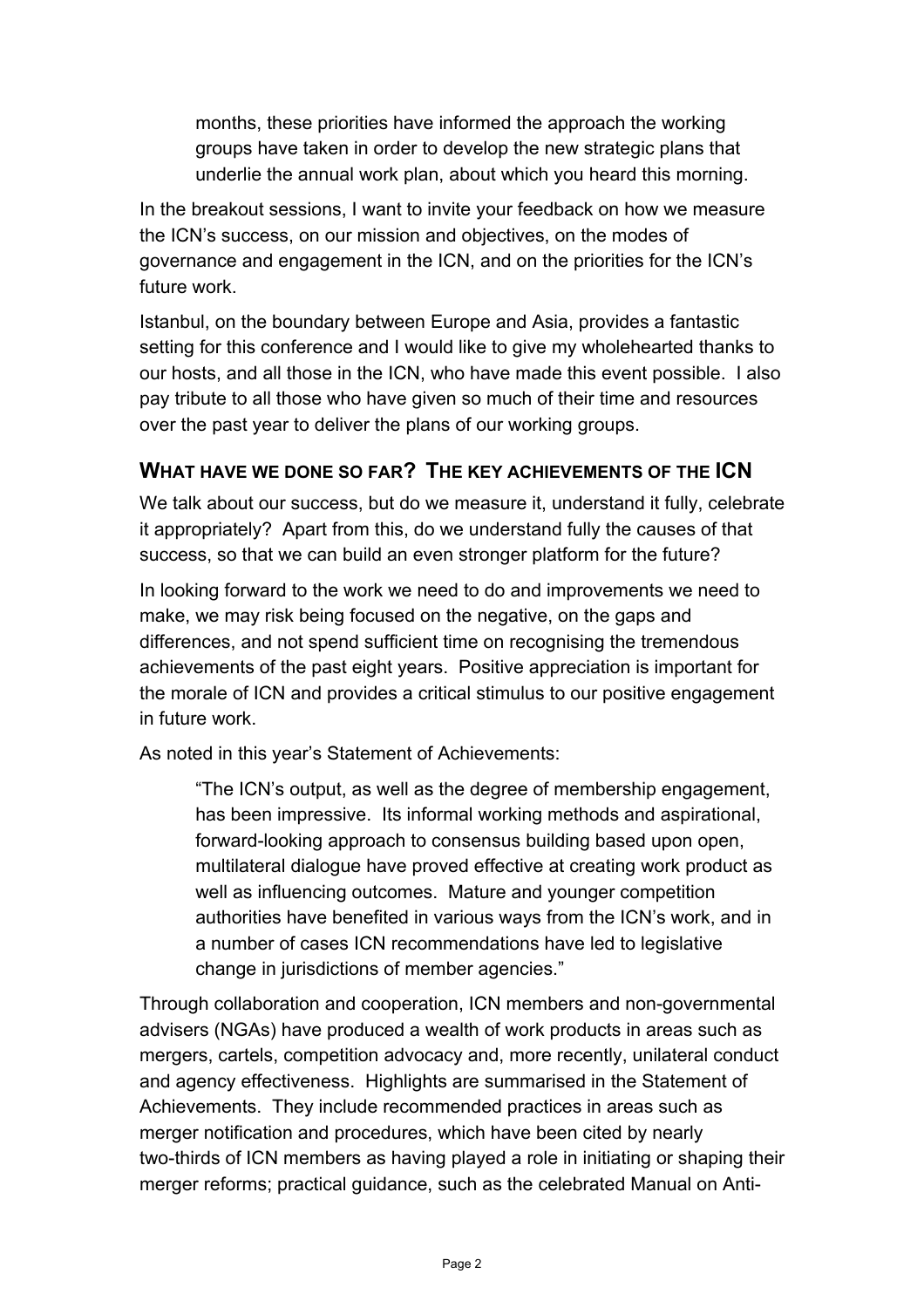> months, these priorities have informed the approach the working groups have taken in order to develop the new strategic plans that underlie the annual work plan, about which you heard this morning.

In the breakout sessions, I want to invite your feedback on how we measure the ICN's success, on our mission and objectives, on the modes of governance and engagement in the ICN, and on the priorities for the ICN's future work.

Istanbul, on the boundary between Europe and Asia, provides a fantastic setting for this conference and I would like to give my wholehearted thanks to our hosts, and all those in the ICN, who have made this event possible. I also pay tribute to all those who have given so much of their time and resources over the past year to deliver the plans of our working groups.

## WHAT HAVE WE DONE SO FAR? THE KEY ACHIEVEMENTS OF THE ICN

We talk about our success, but do we measure it, understand it fully, celebrate it appropriately? Apart from this, do we understand fully the causes of that success, so that we can build an even stronger platform for the future?

In looking forward to the work we need to do and improvements we need to make, we may risk being focused on the negative, on the gaps and differences, and not spend sufficient time on recognising the tremendous achievements of the past eight years. Positive appreciation is important for the morale of ICN and provides a critical stimulus to our positive engagement in future work.

As noted in this year's Statement of Achievements:

> "The ICN's output, as well as the degree of membership engagement, has been impressive. Its informal working methods and aspirational, forward-looking approach to consensus building based upon open, multilateral dialogue have proved effective at creating work product as well as influencing outcomes. Mature and younger competition authorities have benefited in various ways from the ICN's work, and in a number of cases ICN recommendations have led to legislative change in jurisdictions of member agencies."

Through collaboration and cooperation, ICN members and non-governmental advisers (NGAs) have produced a wealth of work products in areas such as mergers, cartels, competition advocacy and, more recently, unilateral conduct and agency effectiveness. Highlights are summarised in the Statement of Achievements. They include recommended practices in areas such as merger notification and procedures, which have been cited by nearly two-thirds of ICN members as having played a role in initiating or shaping their merger reforms; practical guidance, such as the celebrated Manual on Anti-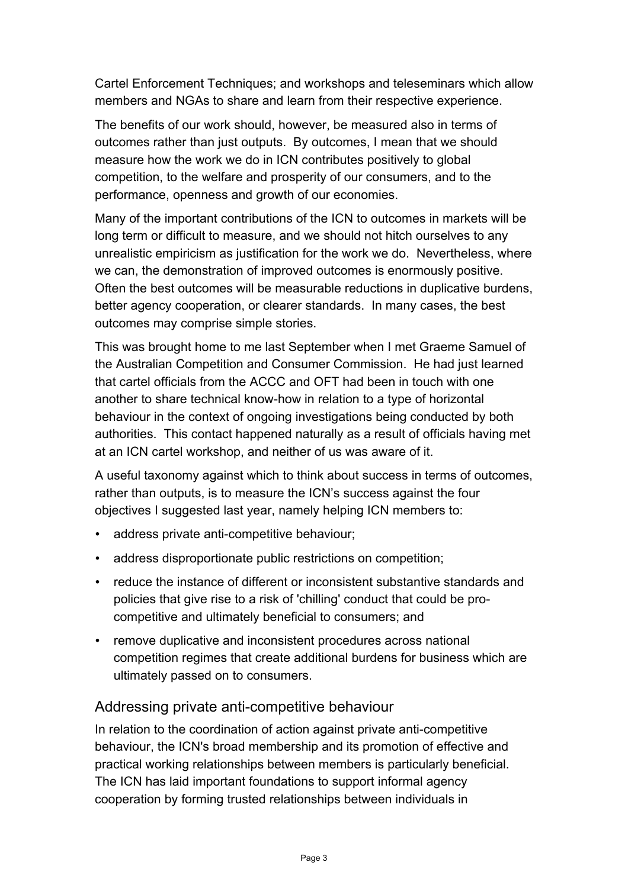Cartel Enforcement Techniques; and workshops and teleseminars which allow members and NGAs to share and learn from their respective experience.

The benefits of our work should, however, be measured also in terms of outcomes rather than just outputs. By outcomes, I mean that we should measure how the work we do in ICN contributes positively to global competition, to the welfare and prosperity of our consumers, and to the performance, openness and growth of our economies.

Many of the important contributions of the ICN to outcomes in markets will be long term or difficult to measure, and we should not hitch ourselves to any unrealistic empiricism as justification for the work we do. Nevertheless, where we can, the demonstration of improved outcomes is enormously positive. Often the best outcomes will be measurable reductions in duplicative burdens, better agency cooperation, or clearer standards. In many cases, the best outcomes may comprise simple stories.

This was brought home to me last September when I met Graeme Samuel of the Australian Competition and Consumer Commission. He had just learned that cartel officials from the ACCC and OFT had been in touch with one another to share technical know-how in relation to a type of horizontal behaviour in the context of ongoing investigations being conducted by both authorities. This contact happened naturally as a result of officials having met at an ICN cartel workshop, and neither of us was aware of it.

A useful taxonomy against which to think about success in terms of outcomes, rather than outputs, is to measure the ICN's success against the four objectives I suggested last year, namely helping ICN members to:

- address private anti-competitive behaviour;
- address disproportionate public restrictions on competition;
- reduce the instance of different or inconsistent substantive standards and policies that give rise to a risk of 'chilling' conduct that could be pro-competitive and ultimately beneficial to consumers; and
- remove duplicative and inconsistent procedures across national competition regimes that create additional burdens for business which are ultimately passed on to consumers.

## Addressing private anti-competitive behaviour

In relation to the coordination of action against private anti-competitive behaviour, the ICN's broad membership and its promotion of effective and practical working relationships between members is particularly beneficial. The ICN has laid important foundations to support informal agency cooperation by forming trusted relationships between individuals in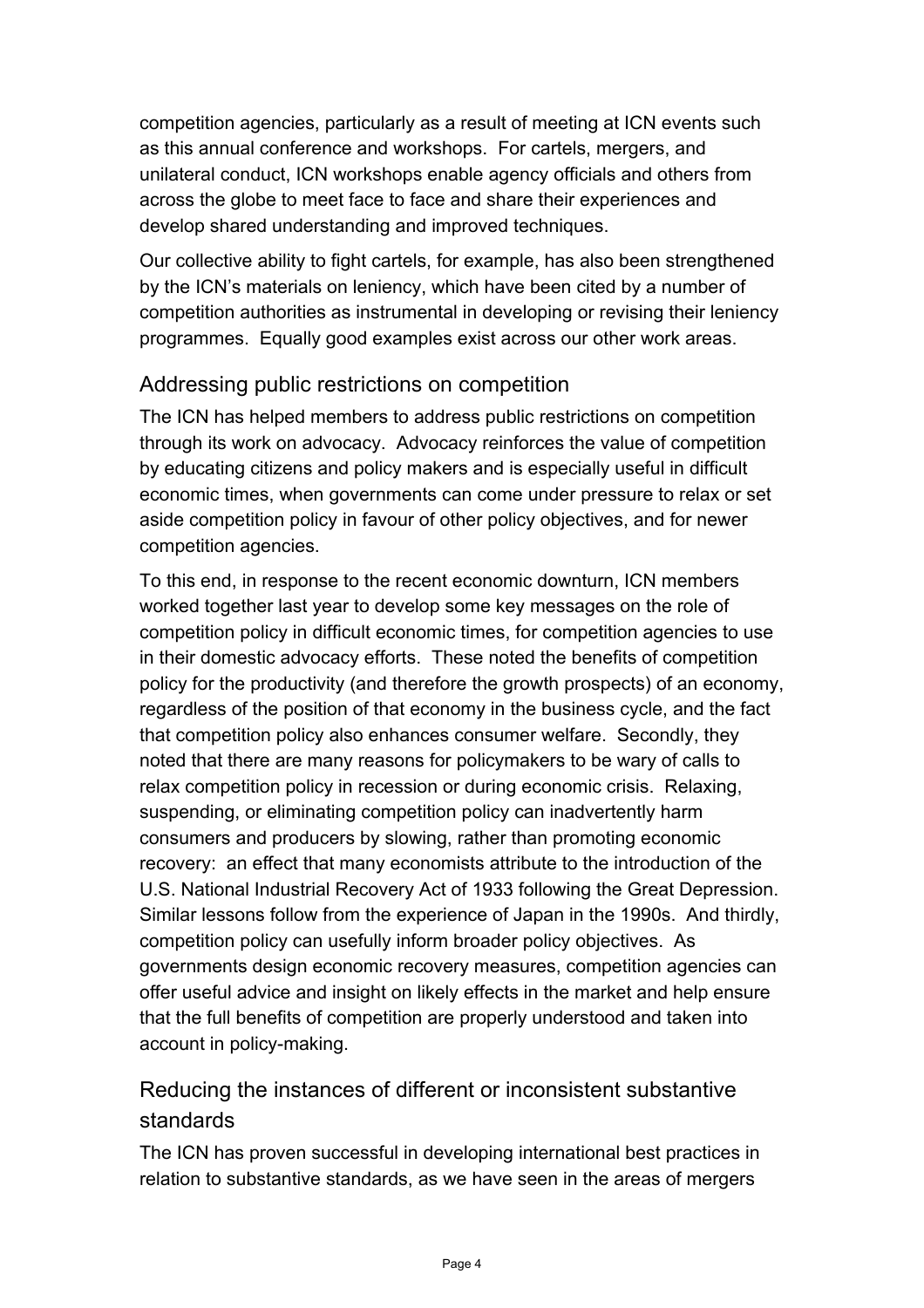competition agencies, particularly as a result of meeting at ICN events such as this annual conference and workshops. For cartels, mergers, and unilateral conduct, ICN workshops enable agency officials and others from across the globe to meet face to face and share their experiences and develop shared understanding and improved techniques.

Our collective ability to fight cartels, for example, has also been strengthened by the ICN's materials on leniency, which have been cited by a number of competition authorities as instrumental in developing or revising their leniency programmes. Equally good examples exist across our other work areas.

## Addressing public restrictions on competition

The ICN has helped members to address public restrictions on competition through its work on advocacy. Advocacy reinforces the value of competition by educating citizens and policy makers and is especially useful in difficult economic times, when governments can come under pressure to relax or set aside competition policy in favour of other policy objectives, and for newer competition agencies.

To this end, in response to the recent economic downturn, ICN members worked together last year to develop some key messages on the role of competition policy in difficult economic times, for competition agencies to use in their domestic advocacy efforts. These noted the benefits of competition policy for the productivity (and therefore the growth prospects) of an economy, regardless of the position of that economy in the business cycle, and the fact that competition policy also enhances consumer welfare. Secondly, they noted that there are many reasons for policymakers to be wary of calls to relax competition policy in recession or during economic crisis. Relaxing, suspending, or eliminating competition policy can inadvertently harm consumers and producers by slowing, rather than promoting economic recovery: an effect that many economists attribute to the introduction of the U.S. National Industrial Recovery Act of 1933 following the Great Depression. Similar lessons follow from the experience of Japan in the 1990s. And thirdly, competition policy can usefully inform broader policy objectives. As governments design economic recovery measures, competition agencies can offer useful advice and insight on likely effects in the market and help ensure that the full benefits of competition are properly understood and taken into account in policy-making.

## Reducing the instances of different or inconsistent substantive standards

The ICN has proven successful in developing international best practices in relation to substantive standards, as we have seen in the areas of mergers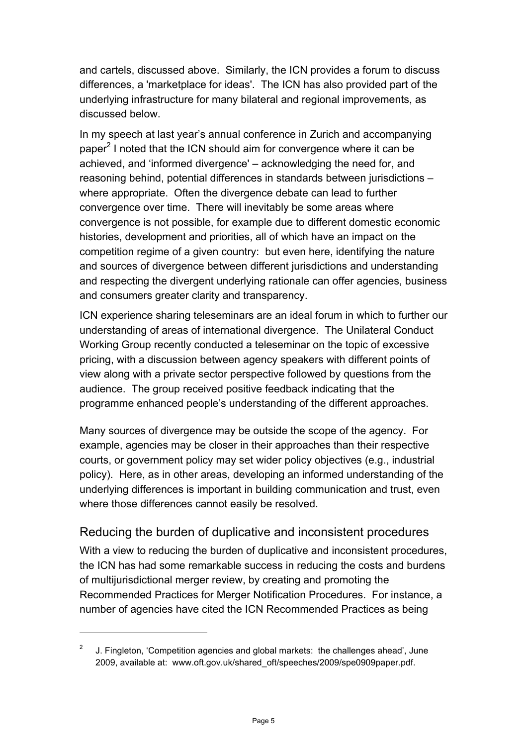and cartels, discussed above. Similarly, the ICN provides a forum to discuss differences, a 'marketplace for ideas'. The ICN has also provided part of the underlying infrastructure for many bilateral and regional improvements, as discussed below.

In my speech at last year's annual conference in Zurich and accompanying paper[2] I noted that the ICN should aim for convergence where it can be achieved, and 'informed divergence' – acknowledging the need for, and reasoning behind, potential differences in standards between jurisdictions – where appropriate. Often the divergence debate can lead to further convergence over time. There will inevitably be some areas where convergence is not possible, for example due to different domestic economic histories, development and priorities, all of which have an impact on the competition regime of a given country: but even here, identifying the nature and sources of divergence between different jurisdictions and understanding and respecting the divergent underlying rationale can offer agencies, business and consumers greater clarity and transparency.

ICN experience sharing teleseminars are an ideal forum in which to further our understanding of areas of international divergence. The Unilateral Conduct Working Group recently conducted a teleseminar on the topic of excessive pricing, with a discussion between agency speakers with different points of view along with a private sector perspective followed by questions from the audience. The group received positive feedback indicating that the programme enhanced people's understanding of the different approaches.

Many sources of divergence may be outside the scope of the agency. For example, agencies may be closer in their approaches than their respective courts, or government policy may set wider policy objectives (e.g., industrial policy). Here, as in other areas, developing an informed understanding of the underlying differences is important in building communication and trust, even where those differences cannot easily be resolved.

## Reducing the burden of duplicative and inconsistent procedures

With a view to reducing the burden of duplicative and inconsistent procedures, the ICN has had some remarkable success in reducing the costs and burdens of multijurisdictional merger review, by creating and promoting the Recommended Practices for Merger Notification Procedures. For instance, a number of agencies have cited the ICN Recommended Practices as being

---

[2] J. Fingleton, 'Competition agencies and global markets: the challenges ahead', June 2009, available at: www.oft.gov.uk/shared_oft/speeches/2009/spe0909paper.pdf.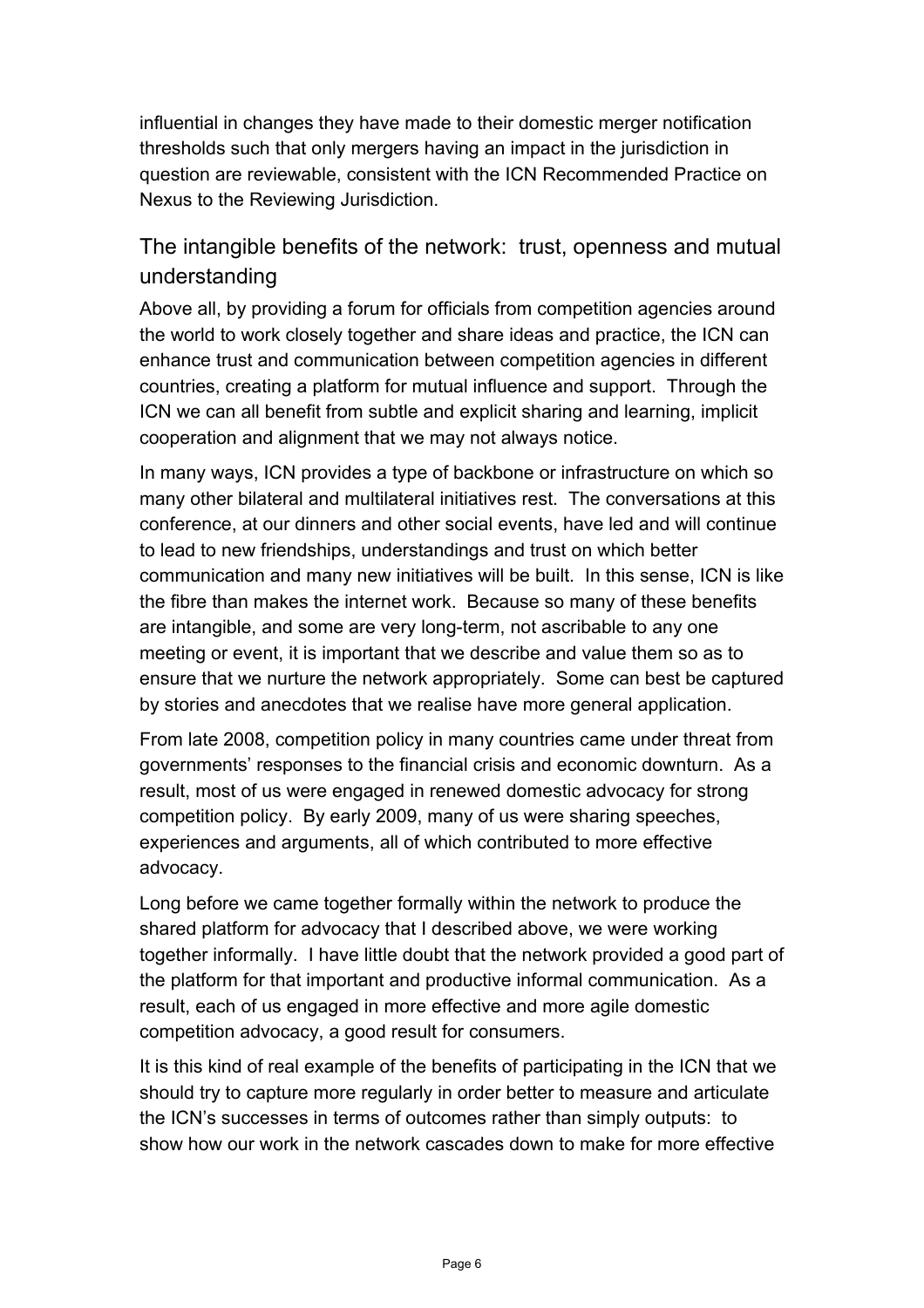influential in changes they have made to their domestic merger notification thresholds such that only mergers having an impact in the jurisdiction in question are reviewable, consistent with the ICN Recommended Practice on Nexus to the Reviewing Jurisdiction.

## The intangible benefits of the network: trust, openness and mutual understanding

Above all, by providing a forum for officials from competition agencies around the world to work closely together and share ideas and practice, the ICN can enhance trust and communication between competition agencies in different countries, creating a platform for mutual influence and support. Through the ICN we can all benefit from subtle and explicit sharing and learning, implicit cooperation and alignment that we may not always notice.

In many ways, ICN provides a type of backbone or infrastructure on which so many other bilateral and multilateral initiatives rest. The conversations at this conference, at our dinners and other social events, have led and will continue to lead to new friendships, understandings and trust on which better communication and many new initiatives will be built. In this sense, ICN is like the fibre than makes the internet work. Because so many of these benefits are intangible, and some are very long-term, not ascribable to any one meeting or event, it is important that we describe and value them so as to ensure that we nurture the network appropriately. Some can best be captured by stories and anecdotes that we realise have more general application.

From late 2008, competition policy in many countries came under threat from governments' responses to the financial crisis and economic downturn. As a result, most of us were engaged in renewed domestic advocacy for strong competition policy. By early 2009, many of us were sharing speeches, experiences and arguments, all of which contributed to more effective advocacy.

Long before we came together formally within the network to produce the shared platform for advocacy that I described above, we were working together informally. I have little doubt that the network provided a good part of the platform for that important and productive informal communication. As a result, each of us engaged in more effective and more agile domestic competition advocacy, a good result for consumers.

It is this kind of real example of the benefits of participating in the ICN that we should try to capture more regularly in order better to measure and articulate the ICN's successes in terms of outcomes rather than simply outputs: to show how our work in the network cascades down to make for more effective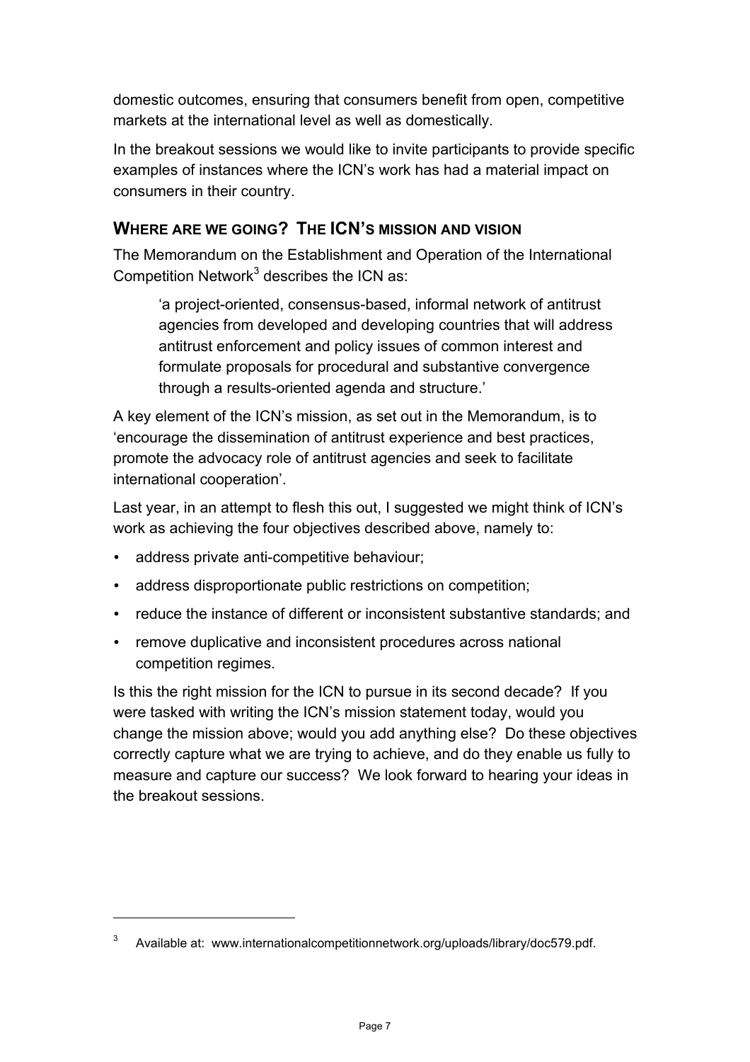domestic outcomes, ensuring that consumers benefit from open, competitive markets at the international level as well as domestically.

In the breakout sessions we would like to invite participants to provide specific examples of instances where the ICN's work has had a material impact on consumers in their country.

## WHERE ARE WE GOING? THE ICN'S MISSION AND VISION

The Memorandum on the Establishment and Operation of the International Competition Network[3] describes the ICN as:

> 'a project-oriented, consensus-based, informal network of antitrust agencies from developed and developing countries that will address antitrust enforcement and policy issues of common interest and formulate proposals for procedural and substantive convergence through a results-oriented agenda and structure.'

A key element of the ICN's mission, as set out in the Memorandum, is to 'encourage the dissemination of antitrust experience and best practices, promote the advocacy role of antitrust agencies and seek to facilitate international cooperation'.

Last year, in an attempt to flesh this out, I suggested we might think of ICN's work as achieving the four objectives described above, namely to:

- address private anti-competitive behaviour;
- address disproportionate public restrictions on competition;
- reduce the instance of different or inconsistent substantive standards; and
- remove duplicative and inconsistent procedures across national competition regimes.

Is this the right mission for the ICN to pursue in its second decade? If you were tasked with writing the ICN's mission statement today, would you change the mission above; would you add anything else? Do these objectives correctly capture what we are trying to achieve, and do they enable us fully to measure and capture our success? We look forward to hearing your ideas in the breakout sessions.

---

[3] Available at: www.internationalcompetitionnetwork.org/uploads/library/doc579.pdf.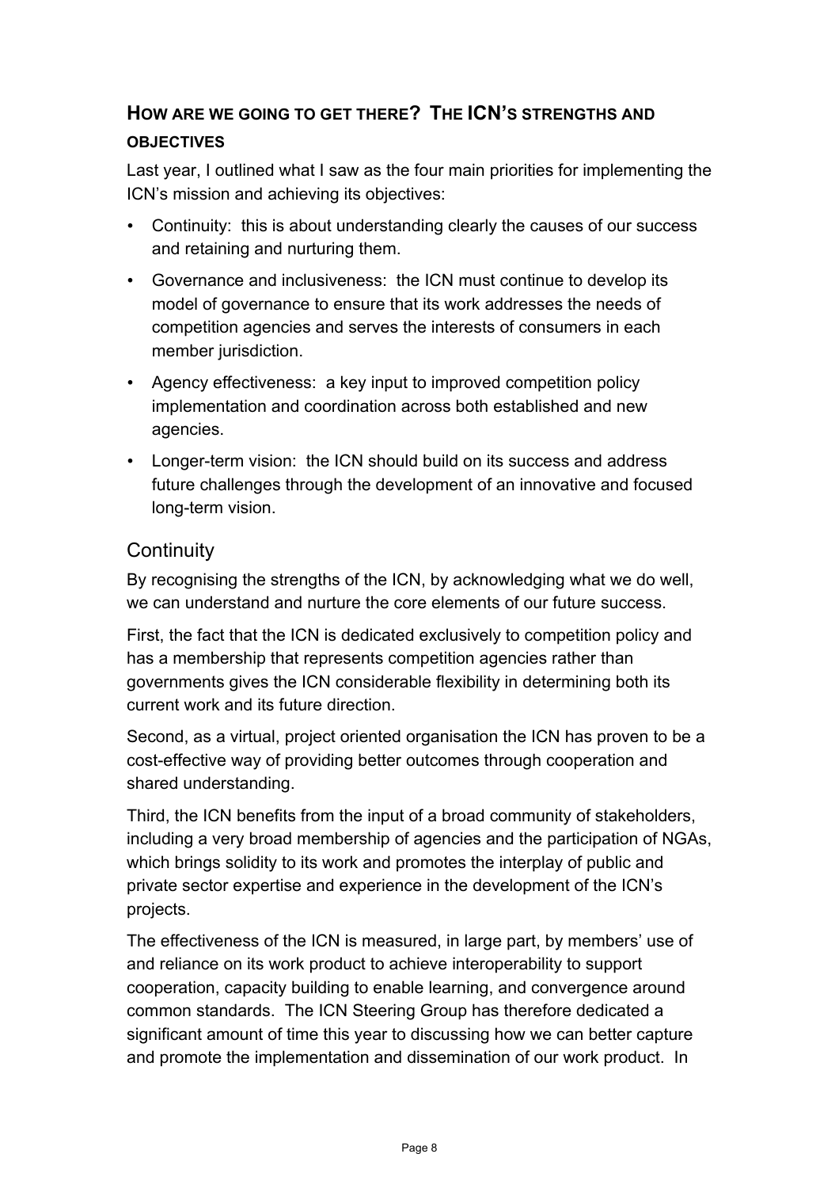## How are we going to get there? The ICN's strengths and objectives

Last year, I outlined what I saw as the four main priorities for implementing the ICN's mission and achieving its objectives:

- Continuity: this is about understanding clearly the causes of our success and retaining and nurturing them.
- Governance and inclusiveness: the ICN must continue to develop its model of governance to ensure that its work addresses the needs of competition agencies and serves the interests of consumers in each member jurisdiction.
- Agency effectiveness: a key input to improved competition policy implementation and coordination across both established and new agencies.
- Longer-term vision: the ICN should build on its success and address future challenges through the development of an innovative and focused long-term vision.

### Continuity

By recognising the strengths of the ICN, by acknowledging what we do well, we can understand and nurture the core elements of our future success.

First, the fact that the ICN is dedicated exclusively to competition policy and has a membership that represents competition agencies rather than governments gives the ICN considerable flexibility in determining both its current work and its future direction.

Second, as a virtual, project oriented organisation the ICN has proven to be a cost-effective way of providing better outcomes through cooperation and shared understanding.

Third, the ICN benefits from the input of a broad community of stakeholders, including a very broad membership of agencies and the participation of NGAs, which brings solidity to its work and promotes the interplay of public and private sector expertise and experience in the development of the ICN's projects.

The effectiveness of the ICN is measured, in large part, by members' use of and reliance on its work product to achieve interoperability to support cooperation, capacity building to enable learning, and convergence around common standards. The ICN Steering Group has therefore dedicated a significant amount of time this year to discussing how we can better capture and promote the implementation and dissemination of our work product. In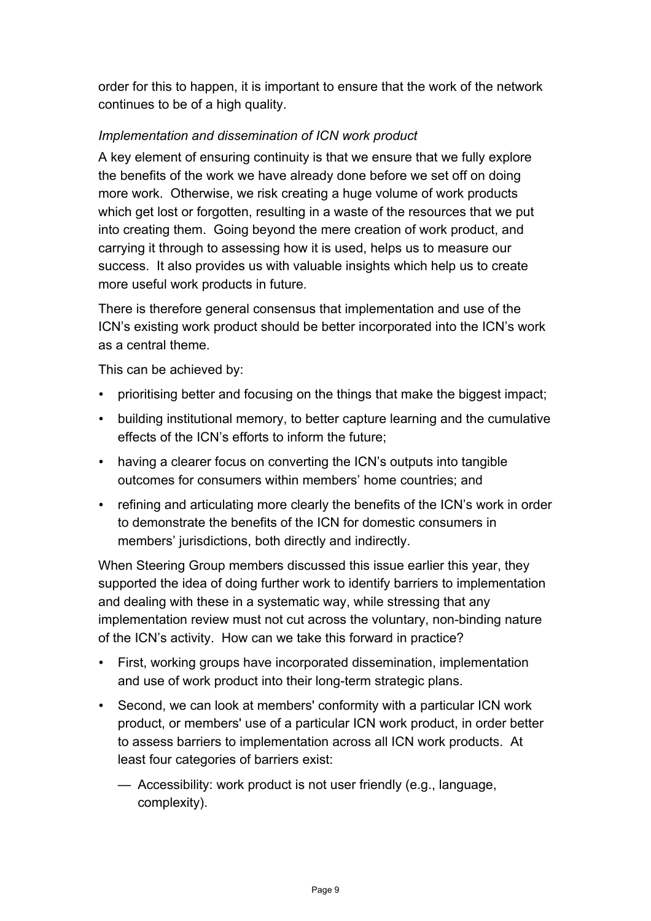order for this to happen, it is important to ensure that the work of the network continues to be of a high quality.

*Implementation and dissemination of ICN work product*

A key element of ensuring continuity is that we ensure that we fully explore the benefits of the work we have already done before we set off on doing more work. Otherwise, we risk creating a huge volume of work products which get lost or forgotten, resulting in a waste of the resources that we put into creating them. Going beyond the mere creation of work product, and carrying it through to assessing how it is used, helps us to measure our success. It also provides us with valuable insights which help us to create more useful work products in future.

There is therefore general consensus that implementation and use of the ICN's existing work product should be better incorporated into the ICN's work as a central theme.

This can be achieved by:

- prioritising better and focusing on the things that make the biggest impact;
- building institutional memory, to better capture learning and the cumulative effects of the ICN's efforts to inform the future;
- having a clearer focus on converting the ICN's outputs into tangible outcomes for consumers within members' home countries; and
- refining and articulating more clearly the benefits of the ICN's work in order to demonstrate the benefits of the ICN for domestic consumers in members' jurisdictions, both directly and indirectly.

When Steering Group members discussed this issue earlier this year, they supported the idea of doing further work to identify barriers to implementation and dealing with these in a systematic way, while stressing that any implementation review must not cut across the voluntary, non-binding nature of the ICN's activity. How can we take this forward in practice?

- First, working groups have incorporated dissemination, implementation and use of work product into their long-term strategic plans.
- Second, we can look at members' conformity with a particular ICN work product, or members' use of a particular ICN work product, in order better to assess barriers to implementation across all ICN work products. At least four categories of barriers exist:
    - Accessibility: work product is not user friendly (e.g., language, complexity).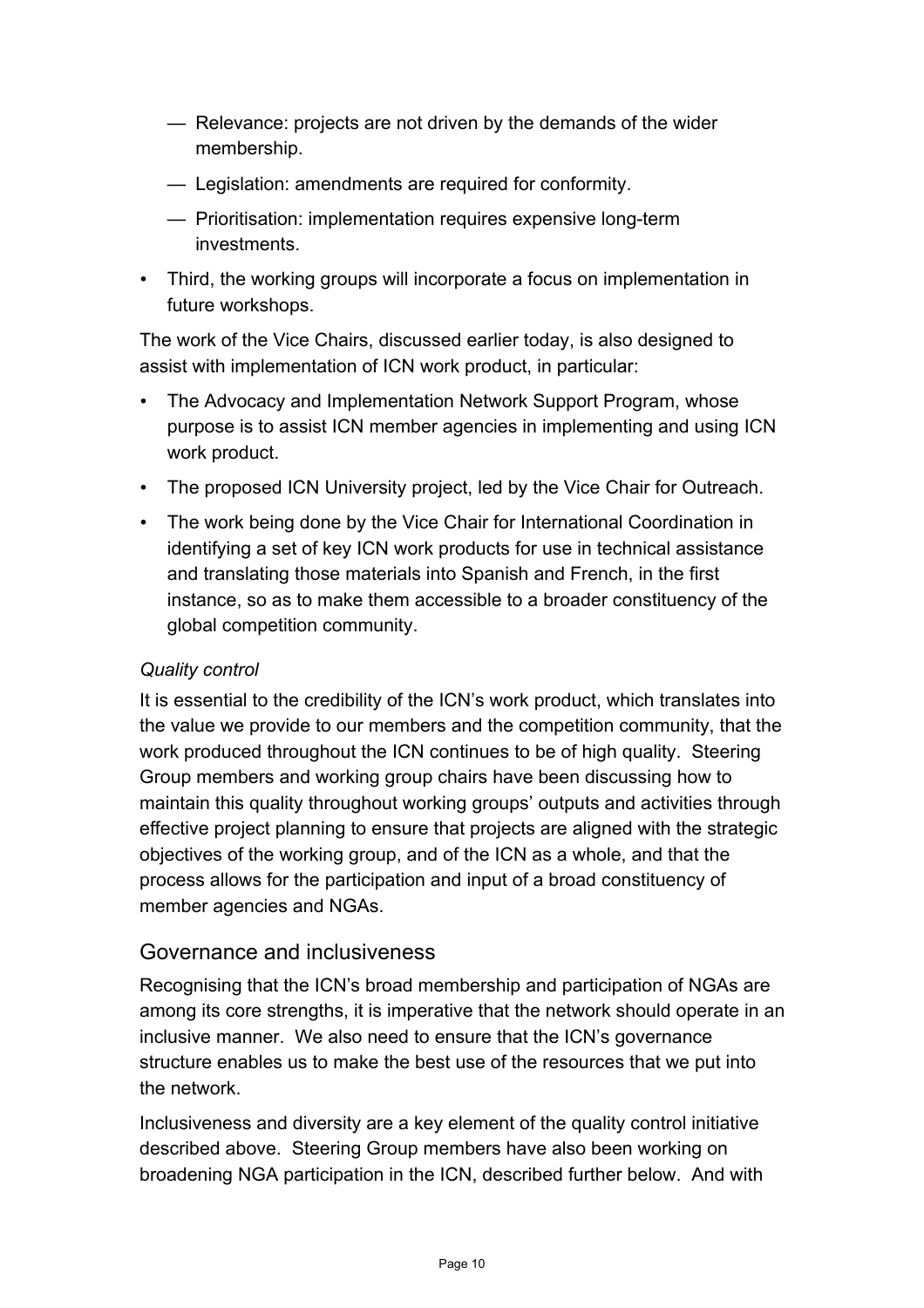- Relevance: projects are not driven by the demands of the wider membership.
    - Legislation: amendments are required for conformity.
    - Prioritisation: implementation requires expensive long-term investments.
- Third, the working groups will incorporate a focus on implementation in future workshops.

The work of the Vice Chairs, discussed earlier today, is also designed to assist with implementation of ICN work product, in particular:

- The Advocacy and Implementation Network Support Program, whose purpose is to assist ICN member agencies in implementing and using ICN work product.
- The proposed ICN University project, led by the Vice Chair for Outreach.
- The work being done by the Vice Chair for International Coordination in identifying a set of key ICN work products for use in technical assistance and translating those materials into Spanish and French, in the first instance, so as to make them accessible to a broader constituency of the global competition community.

*Quality control*

It is essential to the credibility of the ICN's work product, which translates into the value we provide to our members and the competition community, that the work produced throughout the ICN continues to be of high quality. Steering Group members and working group chairs have been discussing how to maintain this quality throughout working groups' outputs and activities through effective project planning to ensure that projects are aligned with the strategic objectives of the working group, and of the ICN as a whole, and that the process allows for the participation and input of a broad constituency of member agencies and NGAs.

## Governance and inclusiveness

Recognising that the ICN's broad membership and participation of NGAs are among its core strengths, it is imperative that the network should operate in an inclusive manner. We also need to ensure that the ICN's governance structure enables us to make the best use of the resources that we put into the network.

Inclusiveness and diversity are a key element of the quality control initiative described above. Steering Group members have also been working on broadening NGA participation in the ICN, described further below. And with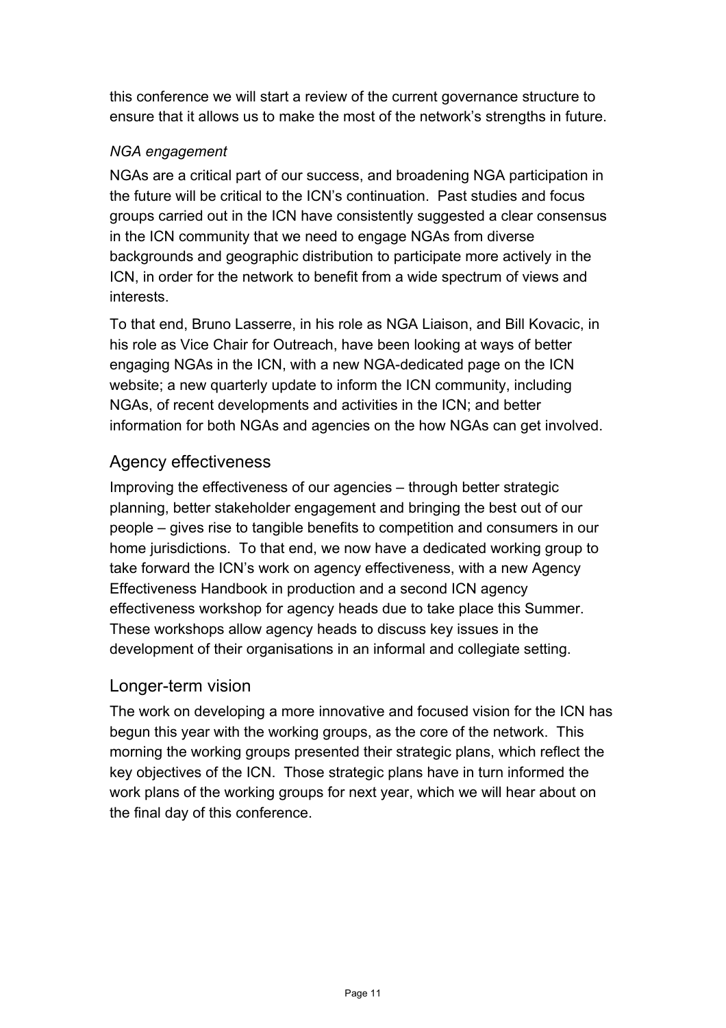this conference we will start a review of the current governance structure to ensure that it allows us to make the most of the network's strengths in future.

*NGA engagement*

NGAs are a critical part of our success, and broadening NGA participation in the future will be critical to the ICN's continuation. Past studies and focus groups carried out in the ICN have consistently suggested a clear consensus in the ICN community that we need to engage NGAs from diverse backgrounds and geographic distribution to participate more actively in the ICN, in order for the network to benefit from a wide spectrum of views and interests.

To that end, Bruno Lasserre, in his role as NGA Liaison, and Bill Kovacic, in his role as Vice Chair for Outreach, have been looking at ways of better engaging NGAs in the ICN, with a new NGA-dedicated page on the ICN website; a new quarterly update to inform the ICN community, including NGAs, of recent developments and activities in the ICN; and better information for both NGAs and agencies on the how NGAs can get involved.

## Agency effectiveness

Improving the effectiveness of our agencies – through better strategic planning, better stakeholder engagement and bringing the best out of our people – gives rise to tangible benefits to competition and consumers in our home jurisdictions. To that end, we now have a dedicated working group to take forward the ICN's work on agency effectiveness, with a new Agency Effectiveness Handbook in production and a second ICN agency effectiveness workshop for agency heads due to take place this Summer. These workshops allow agency heads to discuss key issues in the development of their organisations in an informal and collegiate setting.

## Longer-term vision

The work on developing a more innovative and focused vision for the ICN has begun this year with the working groups, as the core of the network. This morning the working groups presented their strategic plans, which reflect the key objectives of the ICN. Those strategic plans have in turn informed the work plans of the working groups for next year, which we will hear about on the final day of this conference.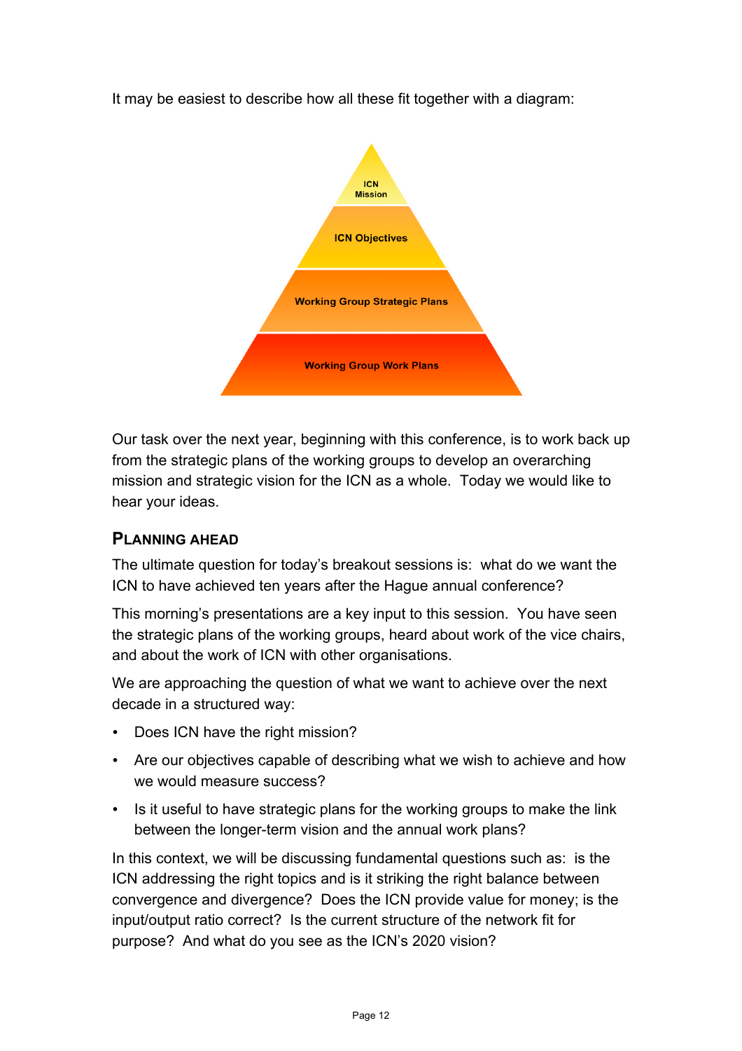It may be easiest to describe how all these fit together with a diagram:

ICN Mission

ICN Objectives

Working Group Strategic Plans

Working Group Work Plans

Our task over the next year, beginning with this conference, is to work back up from the strategic plans of the working groups to develop an overarching mission and strategic vision for the ICN as a whole. Today we would like to hear your ideas.

## PLANNING AHEAD

The ultimate question for today's breakout sessions is: what do we want the ICN to have achieved ten years after the Hague annual conference?

This morning's presentations are a key input to this session. You have seen the strategic plans of the working groups, heard about work of the vice chairs, and about the work of ICN with other organisations.

We are approaching the question of what we want to achieve over the next decade in a structured way:

- Does ICN have the right mission?
- Are our objectives capable of describing what we wish to achieve and how we would measure success?
- Is it useful to have strategic plans for the working groups to make the link between the longer-term vision and the annual work plans?

In this context, we will be discussing fundamental questions such as: is the ICN addressing the right topics and is it striking the right balance between convergence and divergence? Does the ICN provide value for money; is the input/output ratio correct? Is the current structure of the network fit for purpose? And what do you see as the ICN's 2020 vision?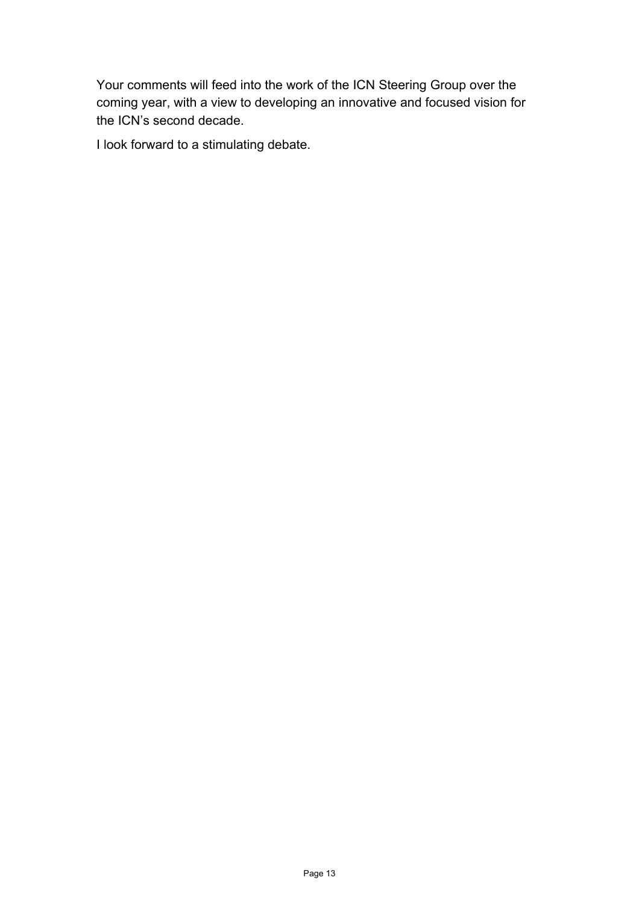Your comments will feed into the work of the ICN Steering Group over the coming year, with a view to developing an innovative and focused vision for the ICN's second decade.

I look forward to a stimulating debate.